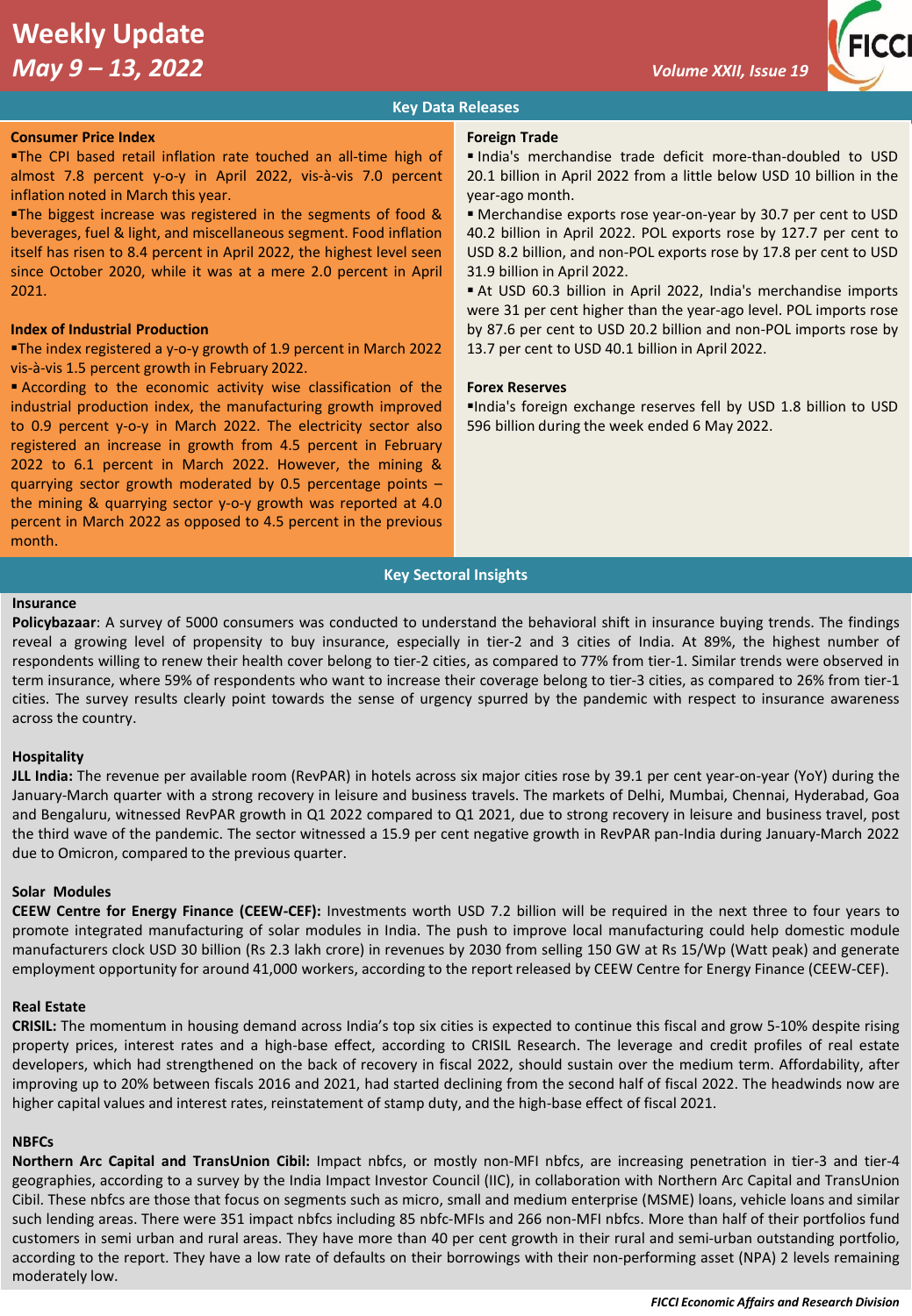# Weekly Update

*May 9 – 13, 2022*

*Volume XXII, Issue 19*

## Key Data Releases

### Consumer Price Index

- The CPI based retail inflation rate touched an all-time high of almost 7.8 percent y-o-y in April 2022, vis-à-vis 7.0 percent inflation noted in March this year.
- The biggest increase was registered in the segments of food & beverages, fuel & light, and miscellaneous segment. Food inflation itself has risen to 8.4 percent in April 2022, the highest level seen since October 2020, while it was at a mere 2.0 percent in April 2021.

### Index of Industrial Production

- The index registered a y-o-y growth of 1.9 percent in March 2022 vis-à-vis 1.5 percent growth in February 2022.
- According to the economic activity wise classification of the industrial production index, the manufacturing growth improved to 0.9 percent y-o-y in March 2022. The electricity sector also registered an increase in growth from 4.5 percent in February 2022 to 6.1 percent in March 2022. However, the mining & quarrying sector growth moderated by 0.5 percentage points – the mining & quarrying sector y-o-y growth was reported at 4.0 percent in March 2022 as opposed to 4.5 percent in the previous month.

### Foreign Trade

- India's merchandise trade deficit more-than-doubled to USD 20.1 billion in April 2022 from a little below USD 10 billion in the year-ago month.
- Merchandise exports rose year-on-year by 30.7 per cent to USD 40.2 billion in April 2022. POL exports rose by 127.7 per cent to USD 8.2 billion, and non-POL exports rose by 17.8 per cent to USD 31.9 billion in April 2022.
- At USD 60.3 billion in April 2022, India's merchandise imports were 31 per cent higher than the year-ago level. POL imports rose by 87.6 per cent to USD 20.2 billion and non-POL imports rose by 13.7 per cent to USD 40.1 billion in April 2022.

### Forex Reserves

- India's foreign exchange reserves fell by USD 1.8 billion to USD 596 billion during the week ended 6 May 2022.

## Key Sectoral Insights

### Insurance

**Policybazaar**: A survey of 5000 consumers was conducted to understand the behavioral shift in insurance buying trends. The findings reveal a growing level of propensity to buy insurance, especially in tier-2 and 3 cities of India. At 89%, the highest number of respondents willing to renew their health cover belong to tier-2 cities, as compared to 77% from tier-1. Similar trends were observed in term insurance, where 59% of respondents who want to increase their coverage belong to tier-3 cities, as compared to 26% from tier-1 cities. The survey results clearly point towards the sense of urgency spurred by the pandemic with respect to insurance awareness across the country.

### Hospitality

**JLL India:** The revenue per available room (RevPAR) in hotels across six major cities rose by 39.1 per cent year-on-year (YoY) during the January-March quarter with a strong recovery in leisure and business travels. The markets of Delhi, Mumbai, Chennai, Hyderabad, Goa and Bengaluru, witnessed RevPAR growth in Q1 2022 compared to Q1 2021, due to strong recovery in leisure and business travel, post the third wave of the pandemic. The sector witnessed a 15.9 per cent negative growth in RevPAR pan-India during January-March 2022 due to Omicron, compared to the previous quarter.

### Solar Modules

**CEEW Centre for Energy Finance (CEEW-CEF):** Investments worth USD 7.2 billion will be required in the next three to four years to promote integrated manufacturing of solar modules in India. The push to improve local manufacturing could help domestic module manufacturers clock USD 30 billion (Rs 2.3 lakh crore) in revenues by 2030 from selling 150 GW at Rs 15/Wp (Watt peak) and generate employment opportunity for around 41,000 workers, according to the report released by CEEW Centre for Energy Finance (CEEW-CEF).

### Real Estate

**CRISIL:** The momentum in housing demand across India's top six cities is expected to continue this fiscal and grow 5-10% despite rising property prices, interest rates and a high-base effect, according to CRISIL Research. The leverage and credit profiles of real estate developers, which had strengthened on the back of recovery in fiscal 2022, should sustain over the medium term. Affordability, after improving up to 20% between fiscals 2016 and 2021, had started declining from the second half of fiscal 2022. The headwinds now are higher capital values and interest rates, reinstatement of stamp duty, and the high-base effect of fiscal 2021.

### NBFCs

**Northern Arc Capital and TransUnion Cibil:** Impact nbfcs, or mostly non-MFI nbfcs, are increasing penetration in tier-3 and tier-4 geographies, according to a survey by the India Impact Investor Council (IIC), in collaboration with Northern Arc Capital and TransUnion Cibil. These nbfcs are those that focus on segments such as micro, small and medium enterprise (MSME) loans, vehicle loans and similar such lending areas. There were 351 impact nbfcs including 85 nbfc-MFIs and 266 non-MFI nbfcs. More than half of their portfolios fund customers in semi urban and rural areas. They have more than 40 per cent growth in their rural and semi-urban outstanding portfolio, according to the report. They have a low rate of defaults on their borrowings with their non-performing asset (NPA) 2 levels remaining moderately low.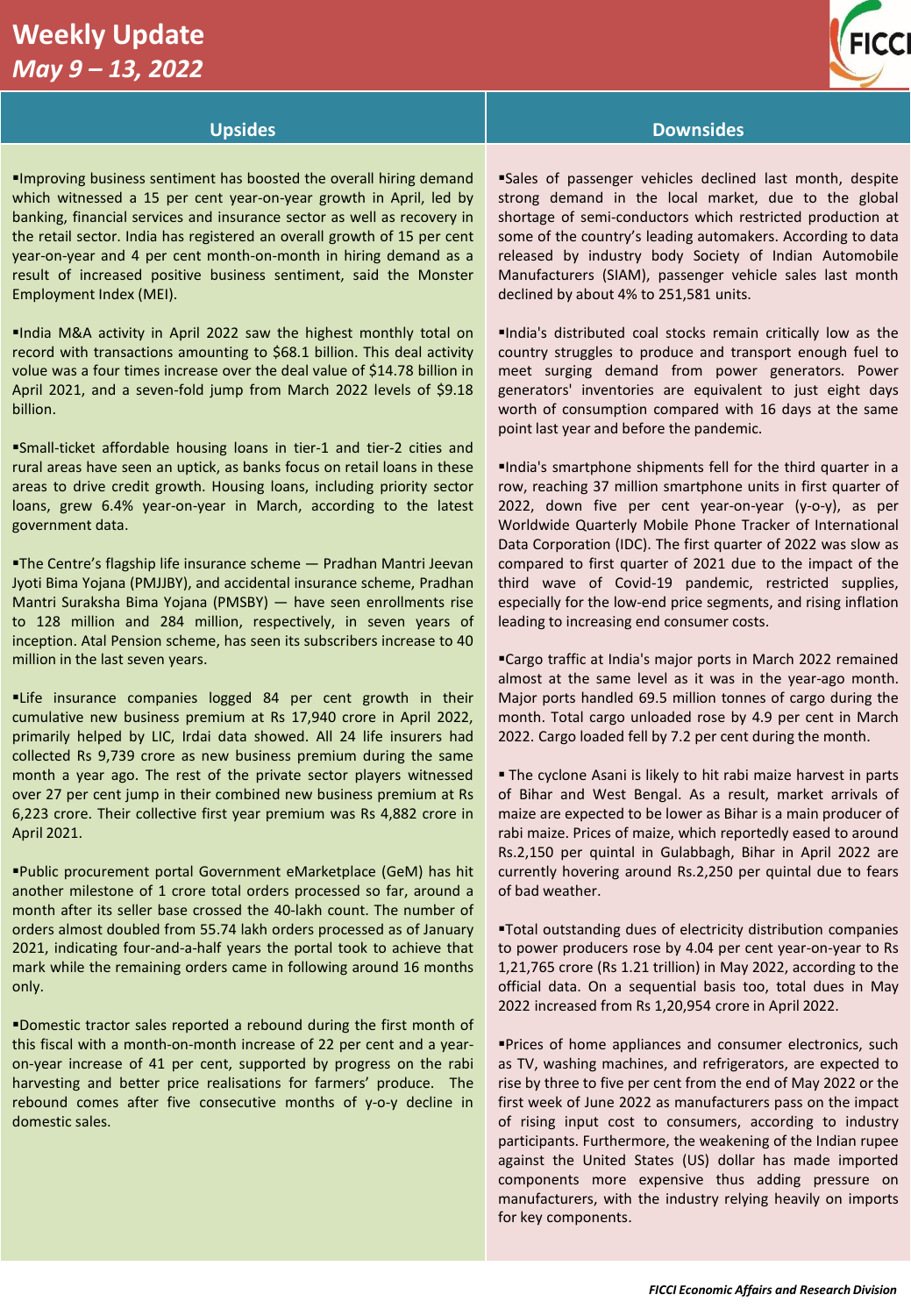# Weekly Update

*May 9 – 13, 2022*

## Upsides

- Improving business sentiment has boosted the overall hiring demand which witnessed a 15 per cent year-on-year growth in April, led by banking, financial services and insurance sector as well as recovery in the retail sector. India has registered an overall growth of 15 per cent year-on-year and 4 per cent month-on-month in hiring demand as a result of increased positive business sentiment, said the Monster Employment Index (MEI).

- India M&A activity in April 2022 saw the highest monthly total on record with transactions amounting to $68.1 billion. This deal activity volue was a four times increase over the deal value of $14.78 billion in April 2021, and a seven-fold jump from March 2022 levels of $9.18 billion.

- Small-ticket affordable housing loans in tier-1 and tier-2 cities and rural areas have seen an uptick, as banks focus on retail loans in these areas to drive credit growth. Housing loans, including priority sector loans, grew 6.4% year-on-year in March, according to the latest government data.

- The Centre's flagship life insurance scheme — Pradhan Mantri Jeevan Jyoti Bima Yojana (PMJJBY), and accidental insurance scheme, Pradhan Mantri Suraksha Bima Yojana (PMSBY) — have seen enrollments rise to 128 million and 284 million, respectively, in seven years of inception. Atal Pension scheme, has seen its subscribers increase to 40 million in the last seven years.

- Life insurance companies logged 84 per cent growth in their cumulative new business premium at Rs 17,940 crore in April 2022, primarily helped by LIC, Irdai data showed. All 24 life insurers had collected Rs 9,739 crore as new business premium during the same month a year ago. The rest of the private sector players witnessed over 27 per cent jump in their combined new business premium at Rs 6,223 crore. Their collective first year premium was Rs 4,882 crore in April 2021.

- Public procurement portal Government eMarketplace (GeM) has hit another milestone of 1 crore total orders processed so far, around a month after its seller base crossed the 40-lakh count. The number of orders almost doubled from 55.74 lakh orders processed as of January 2021, indicating four-and-a-half years the portal took to achieve that mark while the remaining orders came in following around 16 months only.

- Domestic tractor sales reported a rebound during the first month of this fiscal with a month-on-month increase of 22 per cent and a year-on-year increase of 41 per cent, supported by progress on the rabi harvesting and better price realisations for farmers' produce. The rebound comes after five consecutive months of y-o-y decline in domestic sales.

## Downsides

- Sales of passenger vehicles declined last month, despite strong demand in the local market, due to the global shortage of semi-conductors which restricted production at some of the country's leading automakers. According to data released by industry body Society of Indian Automobile Manufacturers (SIAM), passenger vehicle sales last month declined by about 4% to 251,581 units.

- India's distributed coal stocks remain critically low as the country struggles to produce and transport enough fuel to meet surging demand from power generators. Power generators' inventories are equivalent to just eight days worth of consumption compared with 16 days at the same point last year and before the pandemic.

- India's smartphone shipments fell for the third quarter in a row, reaching 37 million smartphone units in first quarter of 2022, down five per cent year-on-year (y-o-y), as per Worldwide Quarterly Mobile Phone Tracker of International Data Corporation (IDC). The first quarter of 2022 was slow as compared to first quarter of 2021 due to the impact of the third wave of Covid-19 pandemic, restricted supplies, especially for the low-end price segments, and rising inflation leading to increasing end consumer costs.

- Cargo traffic at India's major ports in March 2022 remained almost at the same level as it was in the year-ago month. Major ports handled 69.5 million tonnes of cargo during the month. Total cargo unloaded rose by 4.9 per cent in March 2022. Cargo loaded fell by 7.2 per cent during the month.

- The cyclone Asani is likely to hit rabi maize harvest in parts of Bihar and West Bengal. As a result, market arrivals of maize are expected to be lower as Bihar is a main producer of rabi maize. Prices of maize, which reportedly eased to around Rs.2,150 per quintal in Gulabbagh, Bihar in April 2022 are currently hovering around Rs.2,250 per quintal due to fears of bad weather.

- Total outstanding dues of electricity distribution companies to power producers rose by 4.04 per cent year-on-year to Rs 1,21,765 crore (Rs 1.21 trillion) in May 2022, according to the official data. On a sequential basis too, total dues in May 2022 increased from Rs 1,20,954 crore in April 2022.

- Prices of home appliances and consumer electronics, such as TV, washing machines, and refrigerators, are expected to rise by three to five per cent from the end of May 2022 or the first week of June 2022 as manufacturers pass on the impact of rising input cost to consumers, according to industry participants. Furthermore, the weakening of the Indian rupee against the United States (US) dollar has made imported components more expensive thus adding pressure on manufacturers, with the industry relying heavily on imports for key components.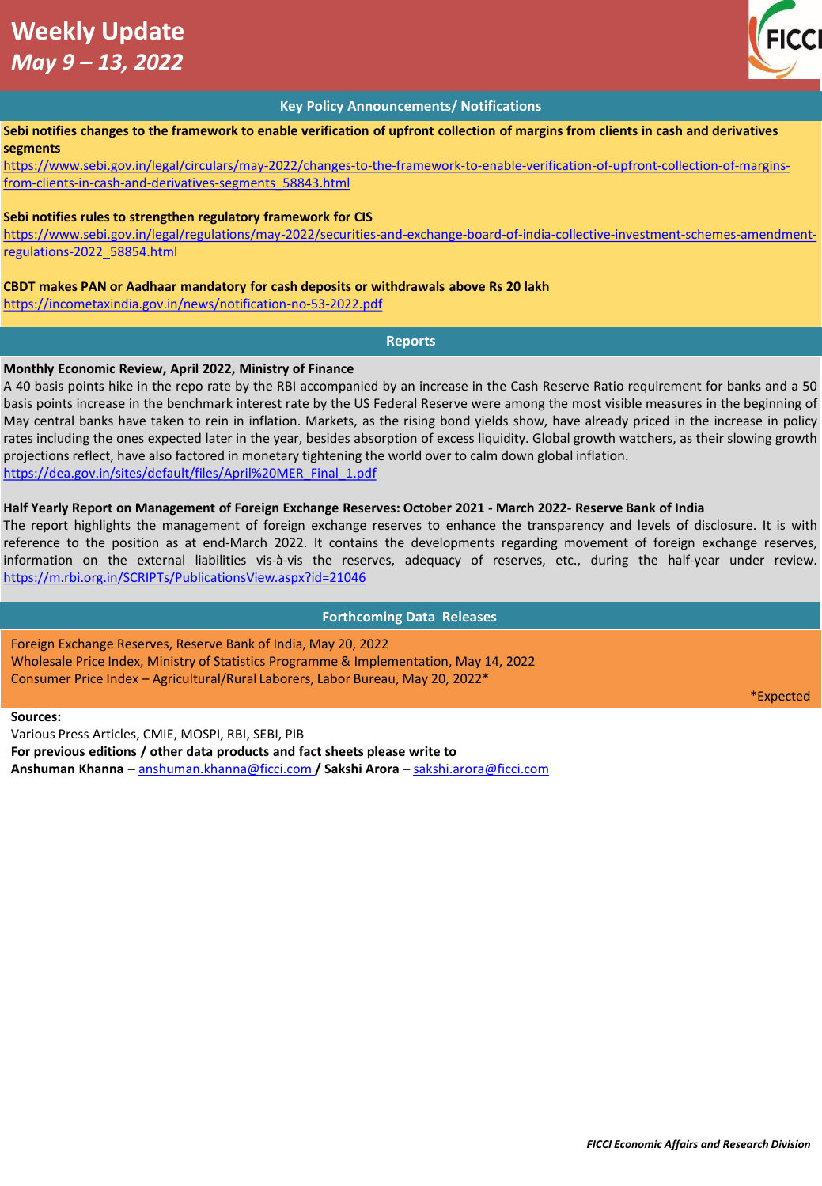# Weekly Update

***May 9 – 13, 2022***

## Key Policy Announcements/ Notifications

**Sebi notifies changes to the framework to enable verification of upfront collection of margins from clients in cash and derivatives segments**

https://www.sebi.gov.in/legal/circulars/may-2022/changes-to-the-framework-to-enable-verification-of-upfront-collection-of-margins-from-clients-in-cash-and-derivatives-segments_58843.html

**Sebi notifies rules to strengthen regulatory framework for CIS**

https://www.sebi.gov.in/legal/regulations/may-2022/securities-and-exchange-board-of-india-collective-investment-schemes-amendment-regulations-2022_58854.html

**CBDT makes PAN or Aadhaar mandatory for cash deposits or withdrawals above Rs 20 lakh**

https://incometaxindia.gov.in/news/notification-no-53-2022.pdf

## Reports

**Monthly Economic Review, April 2022, Ministry of Finance**

A 40 basis points hike in the repo rate by the RBI accompanied by an increase in the Cash Reserve Ratio requirement for banks and a 50 basis points increase in the benchmark interest rate by the US Federal Reserve were among the most visible measures in the beginning of May central banks have taken to rein in inflation. Markets, as the rising bond yields show, have already priced in the increase in policy rates including the ones expected later in the year, besides absorption of excess liquidity. Global growth watchers, as their slowing growth projections reflect, have also factored in monetary tightening the world over to calm down global inflation.

https://dea.gov.in/sites/default/files/April%20MER_Final_1.pdf

**Half Yearly Report on Management of Foreign Exchange Reserves: October 2021 - March 2022- Reserve Bank of India**

The report highlights the management of foreign exchange reserves to enhance the transparency and levels of disclosure. It is with reference to the position as at end-March 2022. It contains the developments regarding movement of foreign exchange reserves, information on the external liabilities vis-à-vis the reserves, adequacy of reserves, etc., during the half-year under review.

https://m.rbi.org.in/SCRIPTs/PublicationsView.aspx?id=21046

## Forthcoming Data Releases

Foreign Exchange Reserves, Reserve Bank of India, May 20, 2022

Wholesale Price Index, Ministry of Statistics Programme & Implementation, May 14, 2022

Consumer Price Index – Agricultural/Rural Laborers, Labor Bureau, May 20, 2022*

*Expected

**Sources:**

Various Press Articles, CMIE, MOSPI, RBI, SEBI, PIB

**For previous editions / other data products and fact sheets please write to**

**Anshuman Khanna –** anshuman.khanna@ficci.com **/ Sakshi Arora –** sakshi.arora@ficci.com

*FICCI Economic Affairs and Research Division*